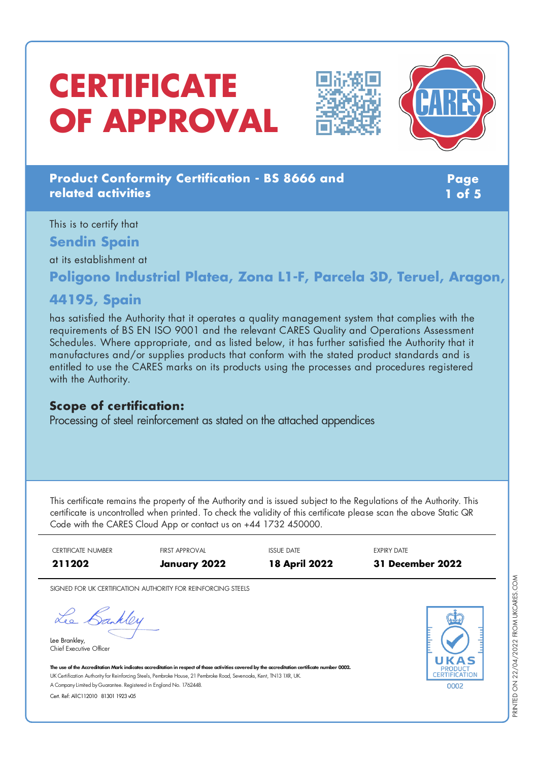# CERTIFICATE OF APPROVAL

**Product Conformity Certification - BS 8666 and related activities**

This is to certify that

**Sendin Spain**

at its establishment at

**Poligono Industrial Platea, Zona L1-F, Parcela 3D, Teruel, Aragon, 44195, Spain**

has satisfied the Authority that it operates a quality management system that complies with the requirements of BS EN ISO 9001 and the relevant CARES Quality and Operations Assessment Schedules. Where appropriate, and as listed below, it has further satisfied the Authority that it manufactures and/or supplies products that conform with the stated product standards and is entitled to use the CARES marks on its products using the processes and procedures registered with the Authority.

## Scope of certification:

Processing of steel reinforcement as stated on the attached appendices

This certificate remains the property of the Authority and is issued subject to the Regulations of the Authority. This certificate is uncontrolled when printed. To check the validity of this certificate please scan the above Static QR Code with the CARES Cloud App or contact us on +44 1732 450000.

| CERTIFICATE NUMBER | FIRST APPROVAL | ISSUE DATE | EXPIRY DATE |
| --- | --- | --- | --- |
| **211202** | **January 2022** | **18 April 2022** | **31 December 2022** |

SIGNED FOR UK CERTIFICATION AUTHORITY FOR REINFORCING STEELS

Lee Brankley,
Chief Executive Officer

**The use of the Accreditation Mark indicates accreditation in respect of those activities covered by the accreditation certificate number 0002.**
UK Certification Authority for Reinforcing Steels, Pembroke House, 21 Pembroke Road, Sevenoaks, Kent, TN13 1XR, UK.
A Company Limited by Guarantee. Registered in England No. 1762448.
Cert. Ref: AIIC112010 81301 1923 v05

UKAS PRODUCT CERTIFICATION 0002

PRINTED ON 22/04/2022 FROM UKCARES.COM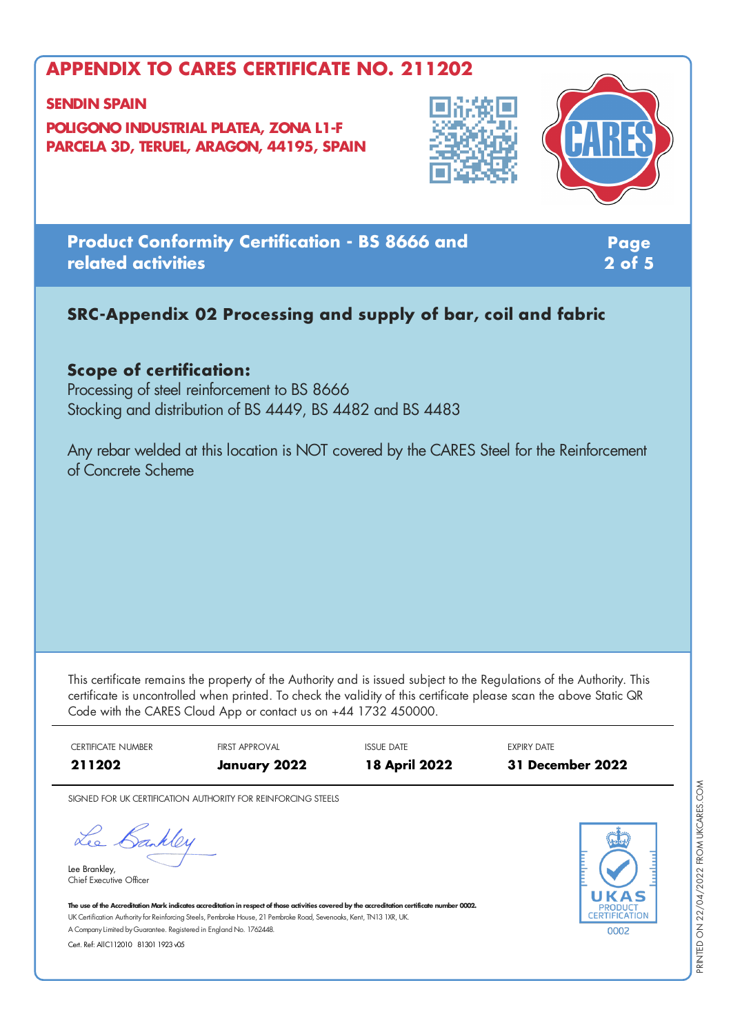# APPENDIX TO CARES CERTIFICATE NO. 211202

**SENDIN SPAIN**

**POLIGONO INDUSTRIAL PLATEA, ZONA L1-F**
**PARCELA 3D, TERUEL, ARAGON, 44195, SPAIN**

## Product Conformity Certification - BS 8666 and related activities

### SRC-Appendix 02 Processing and supply of bar, coil and fabric

**Scope of certification:**

Processing of steel reinforcement to BS 8666
Stocking and distribution of BS 4449, BS 4482 and BS 4483

Any rebar welded at this location is NOT covered by the CARES Steel for the Reinforcement of Concrete Scheme

This certificate remains the property of the Authority and is issued subject to the Regulations of the Authority. This certificate is uncontrolled when printed. To check the validity of this certificate please scan the above Static QR Code with the CARES Cloud App or contact us on +44 1732 450000.

| CERTIFICATE NUMBER | FIRST APPROVAL | ISSUE DATE | EXPIRY DATE |
|---|---|---|---|
| **211202** | **January 2022** | **18 April 2022** | **31 December 2022** |

SIGNED FOR UK CERTIFICATION AUTHORITY FOR REINFORCING STEELS

Lee Brankley,
Chief Executive Officer

**The use of the Accreditation Mark indicates accreditation in respect of those activities covered by the accreditation certificate number 0002.**
UK Certification Authority for Reinforcing Steels, Pembroke House, 21 Pembroke Road, Sevenoaks, Kent, TN13 1XR, UK.
A Company Limited by Guarantee. Registered in England No. 1762448.
Cert. Ref: AIIC112010 81301 1923 v05

UKAS PRODUCT CERTIFICATION 0002

PRINTED ON 22/04/2022 FROM UKCARES.COM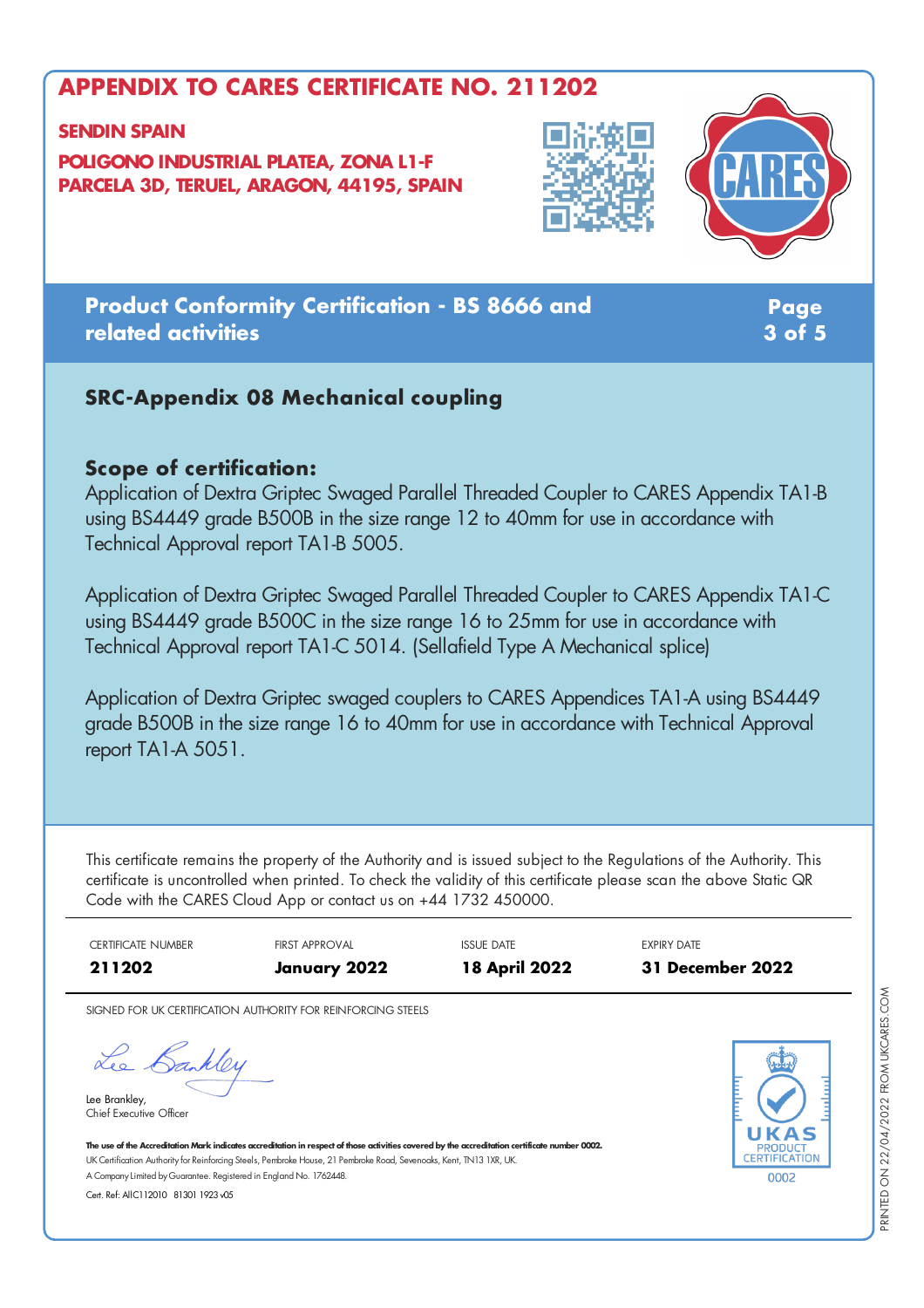# APPENDIX TO CARES CERTIFICATE NO. 211202

**SENDIN SPAIN**

**POLIGONO INDUSTRIAL PLATEA, ZONA L1-F**
**PARCELA 3D, TERUEL, ARAGON, 44195, SPAIN**

## Product Conformity Certification - BS 8666 and related activities

### SRC-Appendix 08 Mechanical coupling

**Scope of certification:**

Application of Dextra Griptec Swaged Parallel Threaded Coupler to CARES Appendix TA1-B using BS4449 grade B500B in the size range 12 to 40mm for use in accordance with Technical Approval report TA1-B 5005.

Application of Dextra Griptec Swaged Parallel Threaded Coupler to CARES Appendix TA1-C using BS4449 grade B500C in the size range 16 to 25mm for use in accordance with Technical Approval report TA1-C 5014. (Sellafield Type A Mechanical splice)

Application of Dextra Griptec swaged couplers to CARES Appendices TA1-A using BS4449 grade B500B in the size range 16 to 40mm for use in accordance with Technical Approval report TA1-A 5051.

This certificate remains the property of the Authority and is issued subject to the Regulations of the Authority. This certificate is uncontrolled when printed. To check the validity of this certificate please scan the above Static QR Code with the CARES Cloud App or contact us on +44 1732 450000.

| CERTIFICATE NUMBER | FIRST APPROVAL | ISSUE DATE | EXPIRY DATE |
|---|---|---|---|
| **211202** | **January 2022** | **18 April 2022** | **31 December 2022** |

SIGNED FOR UK CERTIFICATION AUTHORITY FOR REINFORCING STEELS

Lee Brankley,
Chief Executive Officer

**The use of the Accreditation Mark indicates accreditation in respect of those activities covered by the accreditation certificate number 0002.**
UK Certification Authority for Reinforcing Steels, Pembroke House, 21 Pembroke Road, Sevenoaks, Kent, TN13 1XR, UK.
A Company Limited by Guarantee. Registered in England No. 1762448.
Cert. Ref: AIIC112010 81301 1923 v05

UKAS PRODUCT CERTIFICATION 0002

PRINTED ON 22/04/2022 FROM UKCARES.COM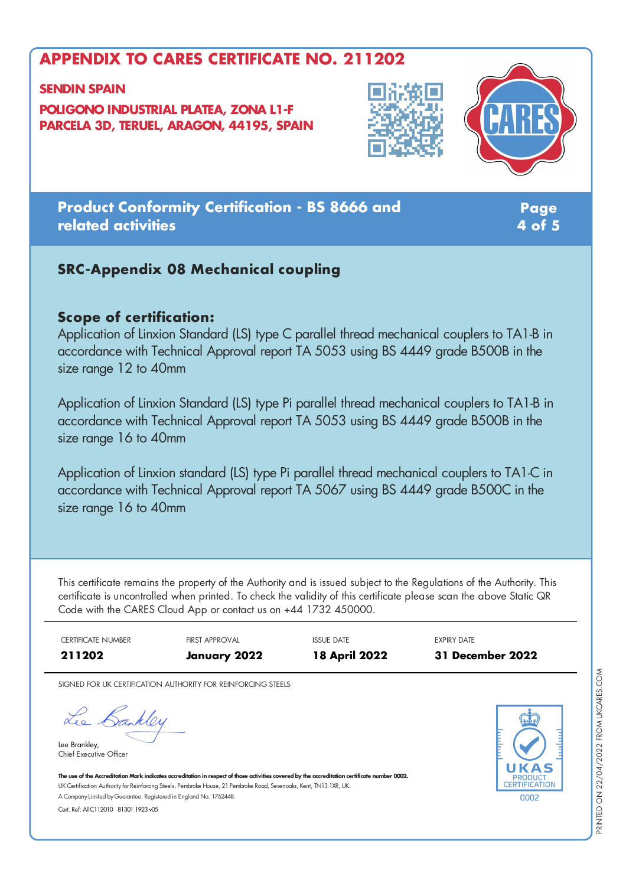# APPENDIX TO CARES CERTIFICATE NO. 211202

**SENDIN SPAIN**

**POLIGONO INDUSTRIAL PLATEA, ZONA L1-F**
**PARCELA 3D, TERUEL, ARAGON, 44195, SPAIN**

## Product Conformity Certification - BS 8666 and related activities

### SRC-Appendix 08 Mechanical coupling

**Scope of certification:**

Application of Linxion Standard (LS) type C parallel thread mechanical couplers to TA1-B in accordance with Technical Approval report TA 5053 using BS 4449 grade B500B in the size range 12 to 40mm

Application of Linxion Standard (LS) type Pi parallel thread mechanical couplers to TA1-B in accordance with Technical Approval report TA 5053 using BS 4449 grade B500B in the size range 16 to 40mm

Application of Linxion standard (LS) type Pi parallel thread mechanical couplers to TA1-C in accordance with Technical Approval report TA 5067 using BS 4449 grade B500C in the size range 16 to 40mm

This certificate remains the property of the Authority and is issued subject to the Regulations of the Authority. This certificate is uncontrolled when printed. To check the validity of this certificate please scan the above Static QR Code with the CARES Cloud App or contact us on +44 1732 450000.

| CERTIFICATE NUMBER | FIRST APPROVAL | ISSUE DATE | EXPIRY DATE |
|---|---|---|---|
| **211202** | **January 2022** | **18 April 2022** | **31 December 2022** |

SIGNED FOR UK CERTIFICATION AUTHORITY FOR REINFORCING STEELS

Lee Brankley,
Chief Executive Officer

**The use of the Accreditation Mark indicates accreditation in respect of those activities covered by the accreditation certificate number 0002.**
UK Certification Authority for Reinforcing Steels, Pembroke House, 21 Pembroke Road, Sevenoaks, Kent, TN13 1XR, UK.
A Company Limited by Guarantee. Registered in England No. 1762448.
Cert. Ref: AIIC112010 81301 1923 v05

UKAS PRODUCT CERTIFICATION 0002

PRINTED ON 22/04/2022 FROM UKCARES.COM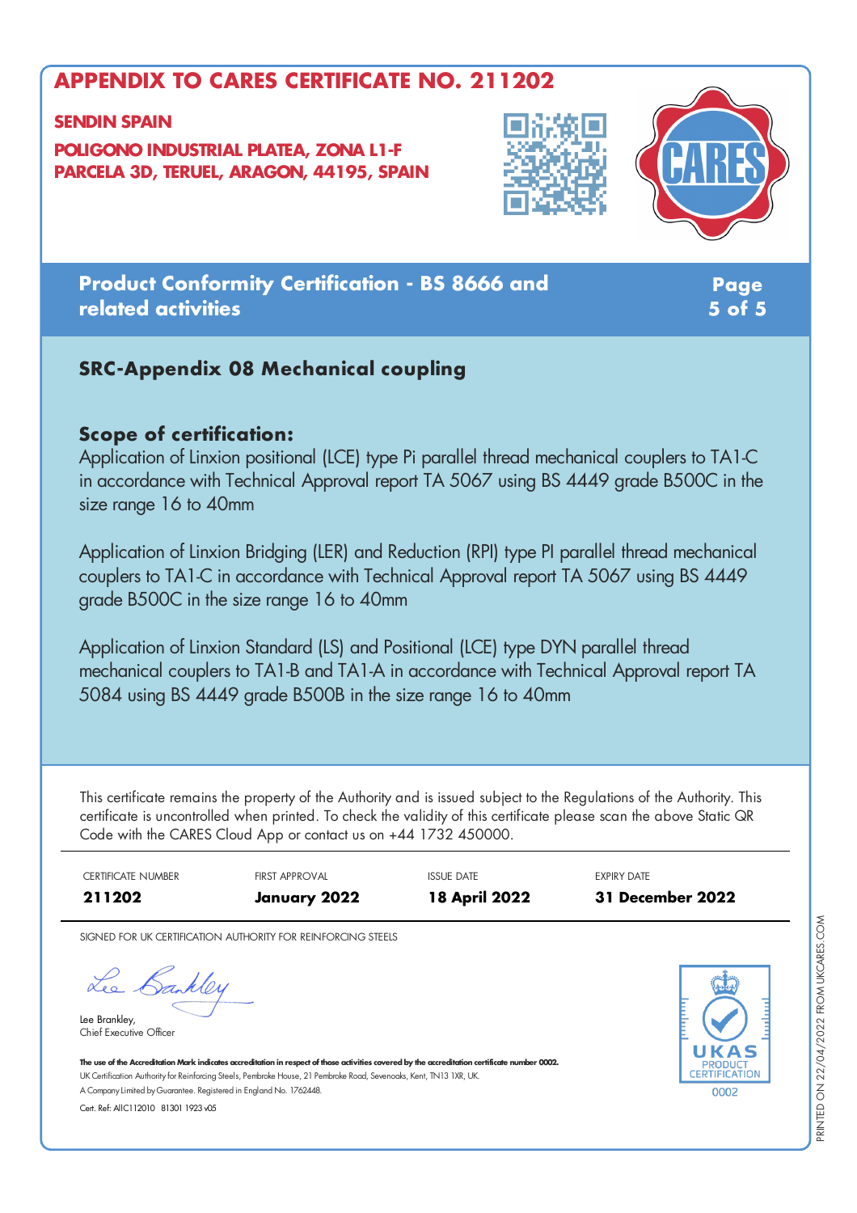# APPENDIX TO CARES CERTIFICATE NO. 211202

**SENDIN SPAIN**

**POLIGONO INDUSTRIAL PLATEA, ZONA L1-F**
**PARCELA 3D, TERUEL, ARAGON, 44195, SPAIN**

## Product Conformity Certification - BS 8666 and related activities

### SRC-Appendix 08 Mechanical coupling

**Scope of certification:**

Application of Linxion positional (LCE) type Pi parallel thread mechanical couplers to TA1-C in accordance with Technical Approval report TA 5067 using BS 4449 grade B500C in the size range 16 to 40mm

Application of Linxion Bridging (LER) and Reduction (RPI) type PI parallel thread mechanical couplers to TA1-C in accordance with Technical Approval report TA 5067 using BS 4449 grade B500C in the size range 16 to 40mm

Application of Linxion Standard (LS) and Positional (LCE) type DYN parallel thread mechanical couplers to TA1-B and TA1-A in accordance with Technical Approval report TA 5084 using BS 4449 grade B500B in the size range 16 to 40mm

This certificate remains the property of the Authority and is issued subject to the Regulations of the Authority. This certificate is uncontrolled when printed. To check the validity of this certificate please scan the above Static QR Code with the CARES Cloud App or contact us on +44 1732 450000.

| CERTIFICATE NUMBER | FIRST APPROVAL | ISSUE DATE | EXPIRY DATE |
|---|---|---|---|
| **211202** | **January 2022** | **18 April 2022** | **31 December 2022** |

SIGNED FOR UK CERTIFICATION AUTHORITY FOR REINFORCING STEELS

Lee Brankley,
Chief Executive Officer

**The use of the Accreditation Mark indicates accreditation in respect of those activities covered by the accreditation certificate number 0002.**
UK Certification Authority for Reinforcing Steels, Pembroke House, 21 Pembroke Road, Sevenoaks, Kent, TN13 1XR, UK.
A Company Limited by Guarantee. Registered in England No. 1762448.
Cert. Ref: AIIC112010 81301 1923 v05

UKAS PRODUCT CERTIFICATION 0002

PRINTED ON 22/04/2022 FROM UKCARES.COM